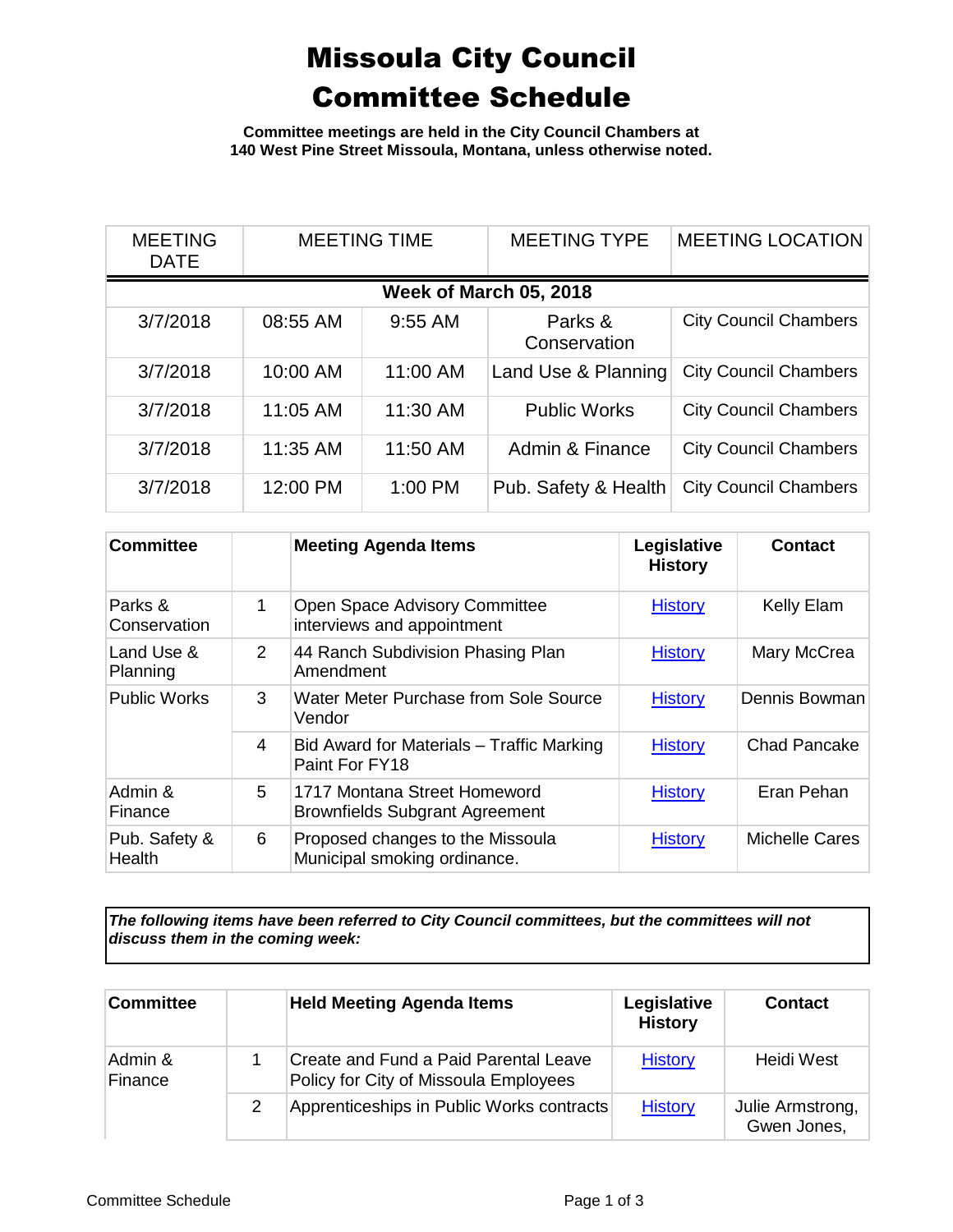# Missoula City Council Committee Schedule

**Committee meetings are held in the City Council Chambers at 140 West Pine Street Missoula, Montana, unless otherwise noted.**

| MEETING DATE | MEETING TIME | | MEETING TYPE | MEETING LOCATION |
|---|---|---|---|---|
| **Week of March 05, 2018** | | | | |
| 3/7/2018 | 08:55 AM | 9:55 AM | Parks & Conservation | City Council Chambers |
| 3/7/2018 | 10:00 AM | 11:00 AM | Land Use & Planning | City Council Chambers |
| 3/7/2018 | 11:05 AM | 11:30 AM | Public Works | City Council Chambers |
| 3/7/2018 | 11:35 AM | 11:50 AM | Admin & Finance | City Council Chambers |
| 3/7/2018 | 12:00 PM | 1:00 PM | Pub. Safety & Health | City Council Chambers |

| Committee | | Meeting Agenda Items | Legislative History | Contact |
|---|---|---|---|---|
| Parks & Conservation | 1 | Open Space Advisory Committee interviews and appointment | History | Kelly Elam |
| Land Use & Planning | 2 | 44 Ranch Subdivision Phasing Plan Amendment | History | Mary McCrea |
| Public Works | 3 | Water Meter Purchase from Sole Source Vendor | History | Dennis Bowman |
| | 4 | Bid Award for Materials – Traffic Marking Paint For FY18 | History | Chad Pancake |
| Admin & Finance | 5 | 1717 Montana Street Homeword Brownfields Subgrant Agreement | History | Eran Pehan |
| Pub. Safety & Health | 6 | Proposed changes to the Missoula Municipal smoking ordinance. | History | Michelle Cares |

***The following items have been referred to City Council committees, but the committees will not discuss them in the coming week:***

| Committee | | Held Meeting Agenda Items | Legislative History | Contact |
|---|---|---|---|---|
| Admin & Finance | 1 | Create and Fund a Paid Parental Leave Policy for City of Missoula Employees | History | Heidi West |
| | 2 | Apprenticeships in Public Works contracts | History | Julie Armstrong, Gwen Jones, |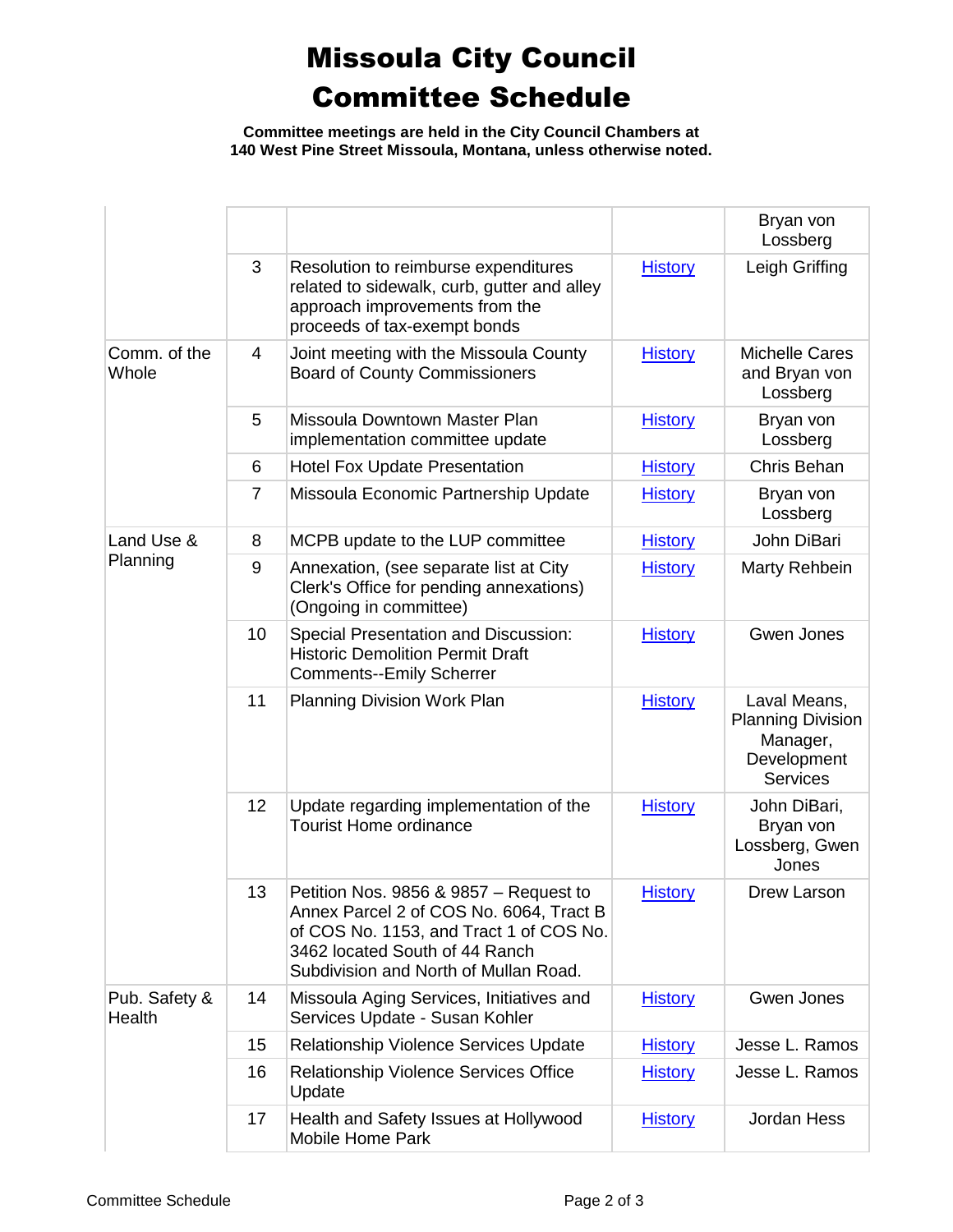# Missoula City Council Committee Schedule

**Committee meetings are held in the City Council Chambers at 140 West Pine Street Missoula, Montana, unless otherwise noted.**

| | | | | |
|---|---|---|---|---|
| | | | | Bryan von Lossberg |
| | 3 | Resolution to reimburse expenditures related to sidewalk, curb, gutter and alley approach improvements from the proceeds of tax-exempt bonds | History | Leigh Griffing |
| Comm. of the Whole | 4 | Joint meeting with the Missoula County Board of County Commissioners | History | Michelle Cares and Bryan von Lossberg |
| | 5 | Missoula Downtown Master Plan implementation committee update | History | Bryan von Lossberg |
| | 6 | Hotel Fox Update Presentation | History | Chris Behan |
| | 7 | Missoula Economic Partnership Update | History | Bryan von Lossberg |
| Land Use & Planning | 8 | MCPB update to the LUP committee | History | John DiBari |
| | 9 | Annexation, (see separate list at City Clerk's Office for pending annexations) (Ongoing in committee) | History | Marty Rehbein |
| | 10 | Special Presentation and Discussion: Historic Demolition Permit Draft Comments--Emily Scherrer | History | Gwen Jones |
| | 11 | Planning Division Work Plan | History | Laval Means, Planning Division Manager, Development Services |
| | 12 | Update regarding implementation of the Tourist Home ordinance | History | John DiBari, Bryan von Lossberg, Gwen Jones |
| | 13 | Petition Nos. 9856 & 9857 – Request to Annex Parcel 2 of COS No. 6064, Tract B of COS No. 1153, and Tract 1 of COS No. 3462 located South of 44 Ranch Subdivision and North of Mullan Road. | History | Drew Larson |
| Pub. Safety & Health | 14 | Missoula Aging Services, Initiatives and Services Update - Susan Kohler | History | Gwen Jones |
| | 15 | Relationship Violence Services Update | History | Jesse L. Ramos |
| | 16 | Relationship Violence Services Office Update | History | Jesse L. Ramos |
| | 17 | Health and Safety Issues at Hollywood Mobile Home Park | History | Jordan Hess |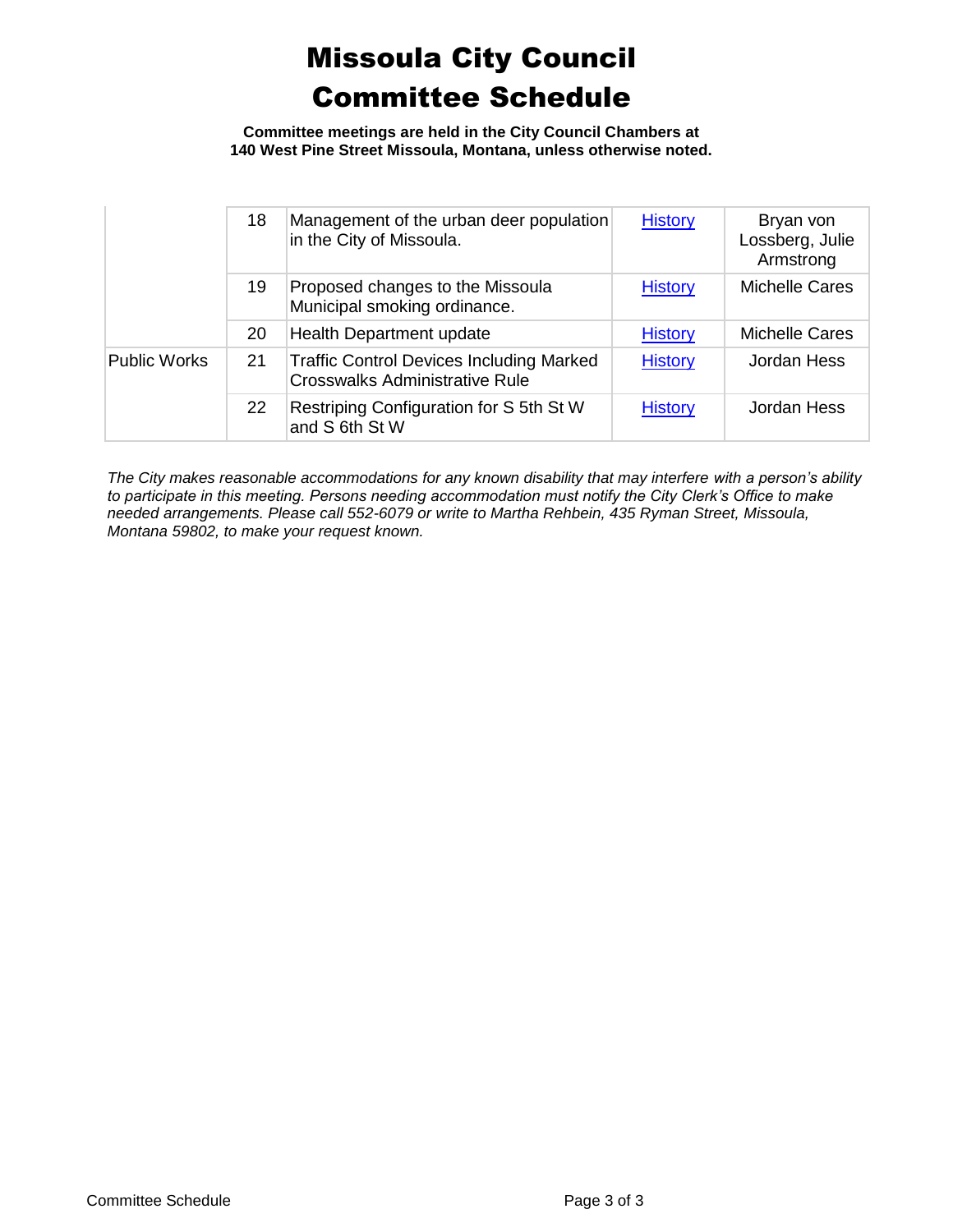# Missoula City Council Committee Schedule

**Committee meetings are held in the City Council Chambers at 140 West Pine Street Missoula, Montana, unless otherwise noted.**

| | | | | |
|---|---|---|---|---|
| | 18 | Management of the urban deer population in the City of Missoula. | History | Bryan von Lossberg, Julie Armstrong |
| | 19 | Proposed changes to the Missoula Municipal smoking ordinance. | History | Michelle Cares |
| | 20 | Health Department update | History | Michelle Cares |
| Public Works | 21 | Traffic Control Devices Including Marked Crosswalks Administrative Rule | History | Jordan Hess |
| | 22 | Restriping Configuration for S 5th St W and S 6th St W | History | Jordan Hess |

*The City makes reasonable accommodations for any known disability that may interfere with a person's ability to participate in this meeting. Persons needing accommodation must notify the City Clerk's Office to make needed arrangements. Please call 552-6079 or write to Martha Rehbein, 435 Ryman Street, Missoula, Montana 59802, to make your request known.*